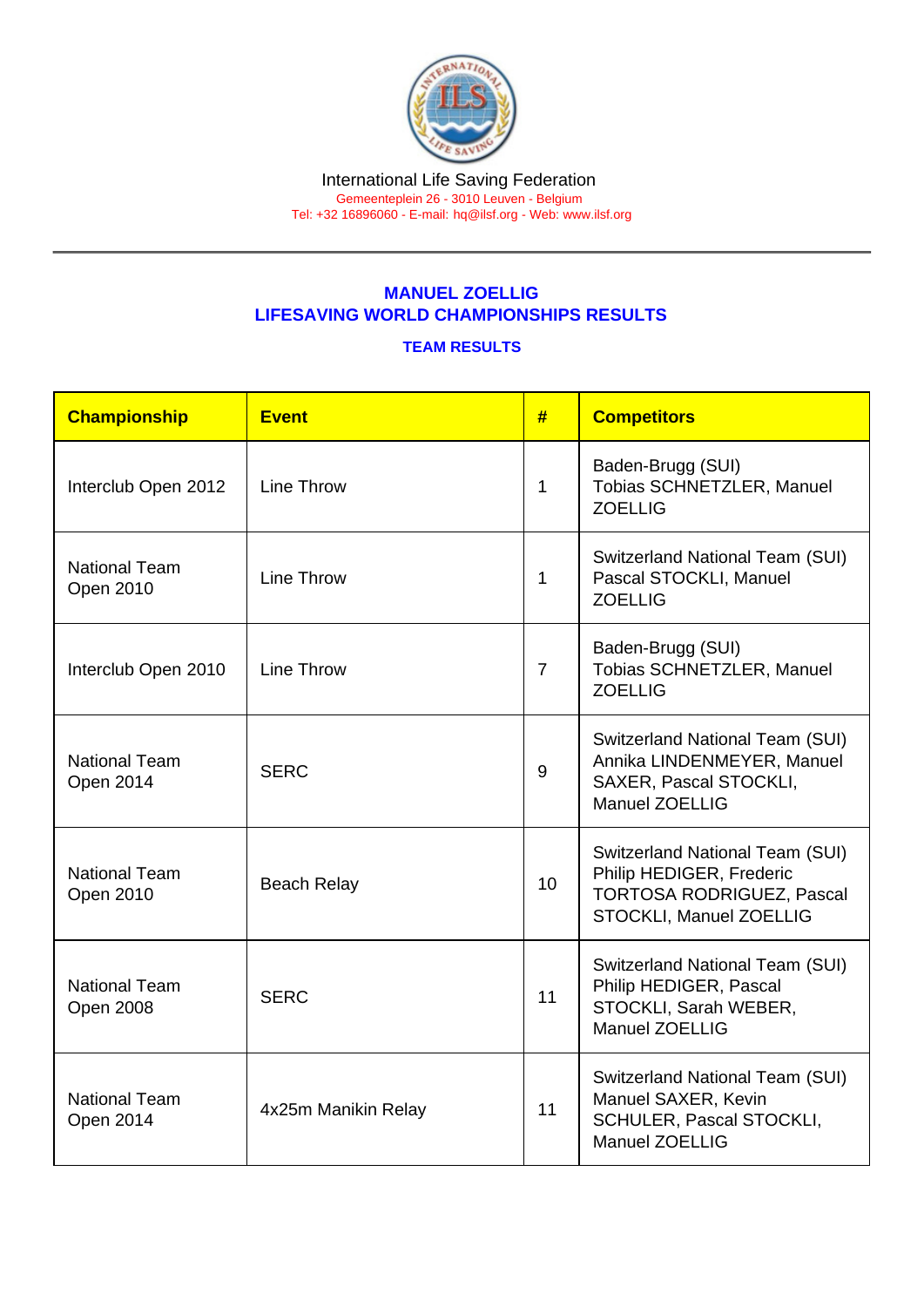International Life Saving Federation
Gemeenteplein 26 - 3010 Leuven - Belgium
Tel: +32 16896060 - E-mail: hq@ilsf.org - Web: www.ilsf.org

## MANUEL ZOELLIG
## LIFESAVING WORLD CHAMPIONSHIPS RESULTS

### TEAM RESULTS

| Championship | Event | # | Competitors |
|---|---|---|---|
| Interclub Open 2012 | Line Throw | 1 | Baden-Brugg (SUI) Tobias SCHNETZLER, Manuel ZOELLIG |
| National Team Open 2010 | Line Throw | 1 | Switzerland National Team (SUI) Pascal STOCKLI, Manuel ZOELLIG |
| Interclub Open 2010 | Line Throw | 7 | Baden-Brugg (SUI) Tobias SCHNETZLER, Manuel ZOELLIG |
| National Team Open 2014 | SERC | 9 | Switzerland National Team (SUI) Annika LINDENMEYER, Manuel SAXER, Pascal STOCKLI, Manuel ZOELLIG |
| National Team Open 2010 | Beach Relay | 10 | Switzerland National Team (SUI) Philip HEDIGER, Frederic TORTOSA RODRIGUEZ, Pascal STOCKLI, Manuel ZOELLIG |
| National Team Open 2008 | SERC | 11 | Switzerland National Team (SUI) Philip HEDIGER, Pascal STOCKLI, Sarah WEBER, Manuel ZOELLIG |
| National Team Open 2014 | 4x25m Manikin Relay | 11 | Switzerland National Team (SUI) Manuel SAXER, Kevin SCHULER, Pascal STOCKLI, Manuel ZOELLIG |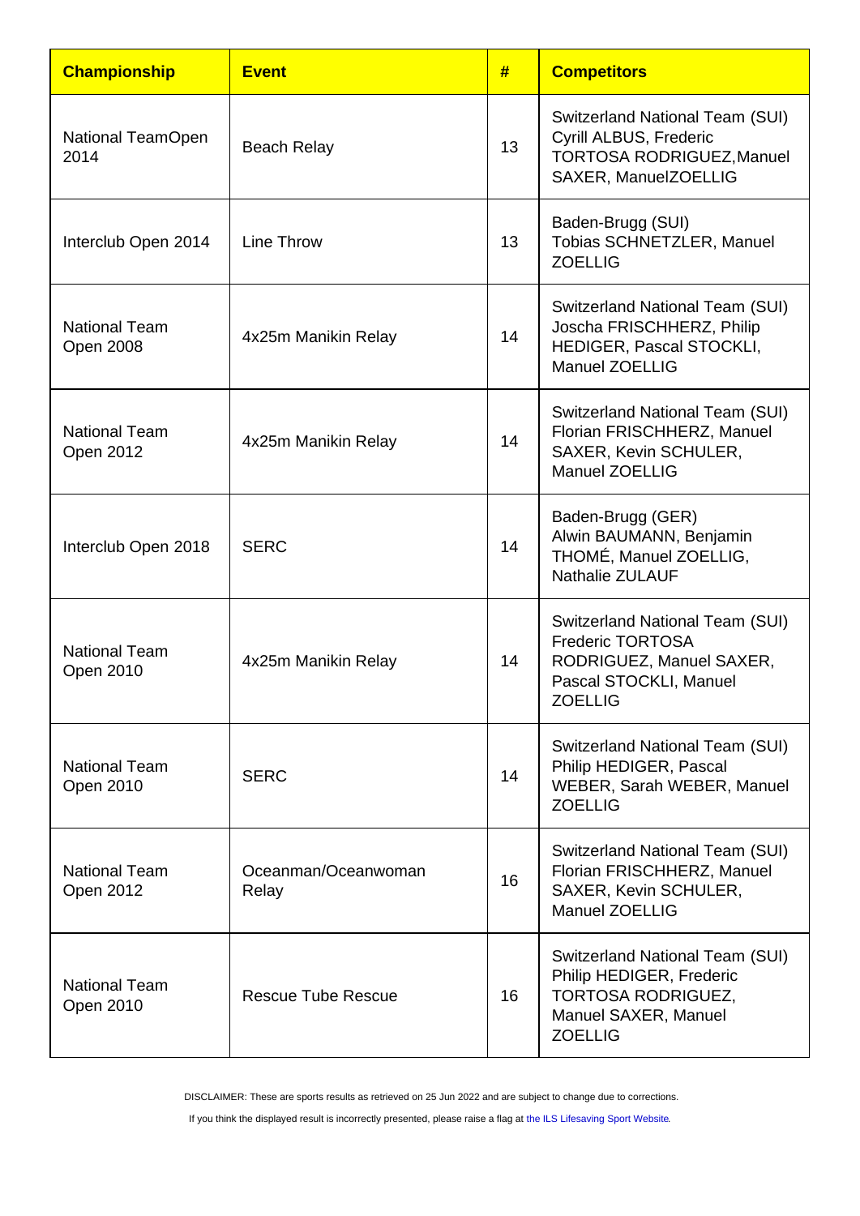| Championship | Event | # | Competitors |
| --- | --- | --- | --- |
| National TeamOpen 2014 | Beach Relay | 13 | Switzerland National Team (SUI) Cyrill ALBUS, Frederic TORTOSA RODRIGUEZ,Manuel SAXER, ManuelZOELLIG |
| Interclub Open 2014 | Line Throw | 13 | Baden-Brugg (SUI) Tobias SCHNETZLER, Manuel ZOELLIG |
| National Team Open 2008 | 4x25m Manikin Relay | 14 | Switzerland National Team (SUI) Joscha FRISCHHERZ, Philip HEDIGER, Pascal STOCKLI, Manuel ZOELLIG |
| National Team Open 2012 | 4x25m Manikin Relay | 14 | Switzerland National Team (SUI) Florian FRISCHHERZ, Manuel SAXER, Kevin SCHULER, Manuel ZOELLIG |
| Interclub Open 2018 | SERC | 14 | Baden-Brugg (GER) Alwin BAUMANN, Benjamin THOMÉ, Manuel ZOELLIG, Nathalie ZULAUF |
| National Team Open 2010 | 4x25m Manikin Relay | 14 | Switzerland National Team (SUI) Frederic TORTOSA RODRIGUEZ, Manuel SAXER, Pascal STOCKLI, Manuel ZOELLIG |
| National Team Open 2010 | SERC | 14 | Switzerland National Team (SUI) Philip HEDIGER, Pascal WEBER, Sarah WEBER, Manuel ZOELLIG |
| National Team Open 2012 | Oceanman/Oceanwoman Relay | 16 | Switzerland National Team (SUI) Florian FRISCHHERZ, Manuel SAXER, Kevin SCHULER, Manuel ZOELLIG |
| National Team Open 2010 | Rescue Tube Rescue | 16 | Switzerland National Team (SUI) Philip HEDIGER, Frederic TORTOSA RODRIGUEZ, Manuel SAXER, Manuel ZOELLIG |

DISCLAIMER: These are sports results as retrieved on 25 Jun 2022 and are subject to change due to corrections.

If you think the displayed result is incorrectly presented, please raise a flag at the ILS Lifesaving Sport Website.